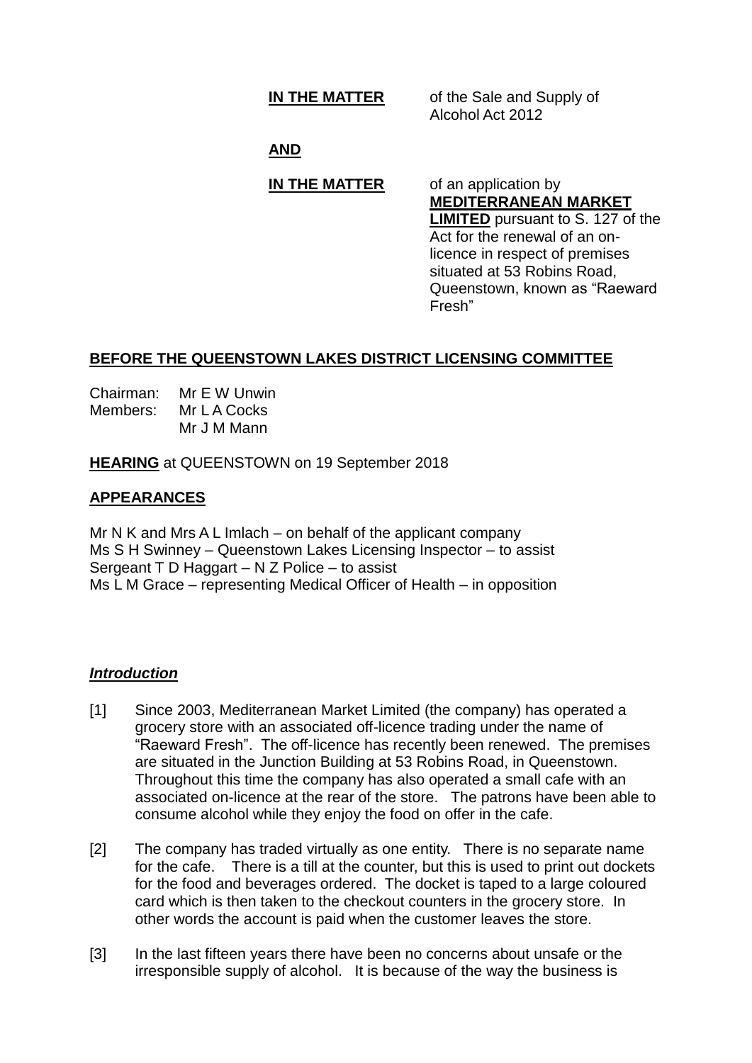**IN THE MATTER** of the Sale and Supply of Alcohol Act 2012

**AND**

**IN THE MATTER** of an application by **MEDITERRANEAN MARKET LIMITED** pursuant to S. 127 of the Act for the renewal of an on-licence in respect of premises situated at 53 Robins Road, Queenstown, known as "Raeward Fresh"

**BEFORE THE QUEENSTOWN LAKES DISTRICT LICENSING COMMITTEE**

Chairman: Mr E W Unwin
Members: Mr L A Cocks
Mr J M Mann

**HEARING** at QUEENSTOWN on 19 September 2018

**APPEARANCES**

Mr N K and Mrs A L Imlach – on behalf of the applicant company
Ms S H Swinney – Queenstown Lakes Licensing Inspector – to assist
Sergeant T D Haggart – N Z Police – to assist
Ms L M Grace – representing Medical Officer of Health – in opposition

***Introduction***

[1] Since 2003, Mediterranean Market Limited (the company) has operated a grocery store with an associated off-licence trading under the name of "Raeward Fresh". The off-licence has recently been renewed. The premises are situated in the Junction Building at 53 Robins Road, in Queenstown. Throughout this time the company has also operated a small cafe with an associated on-licence at the rear of the store. The patrons have been able to consume alcohol while they enjoy the food on offer in the cafe.

[2] The company has traded virtually as one entity. There is no separate name for the cafe. There is a till at the counter, but this is used to print out dockets for the food and beverages ordered. The docket is taped to a large coloured card which is then taken to the checkout counters in the grocery store. In other words the account is paid when the customer leaves the store.

[3] In the last fifteen years there have been no concerns about unsafe or the irresponsible supply of alcohol. It is because of the way the business is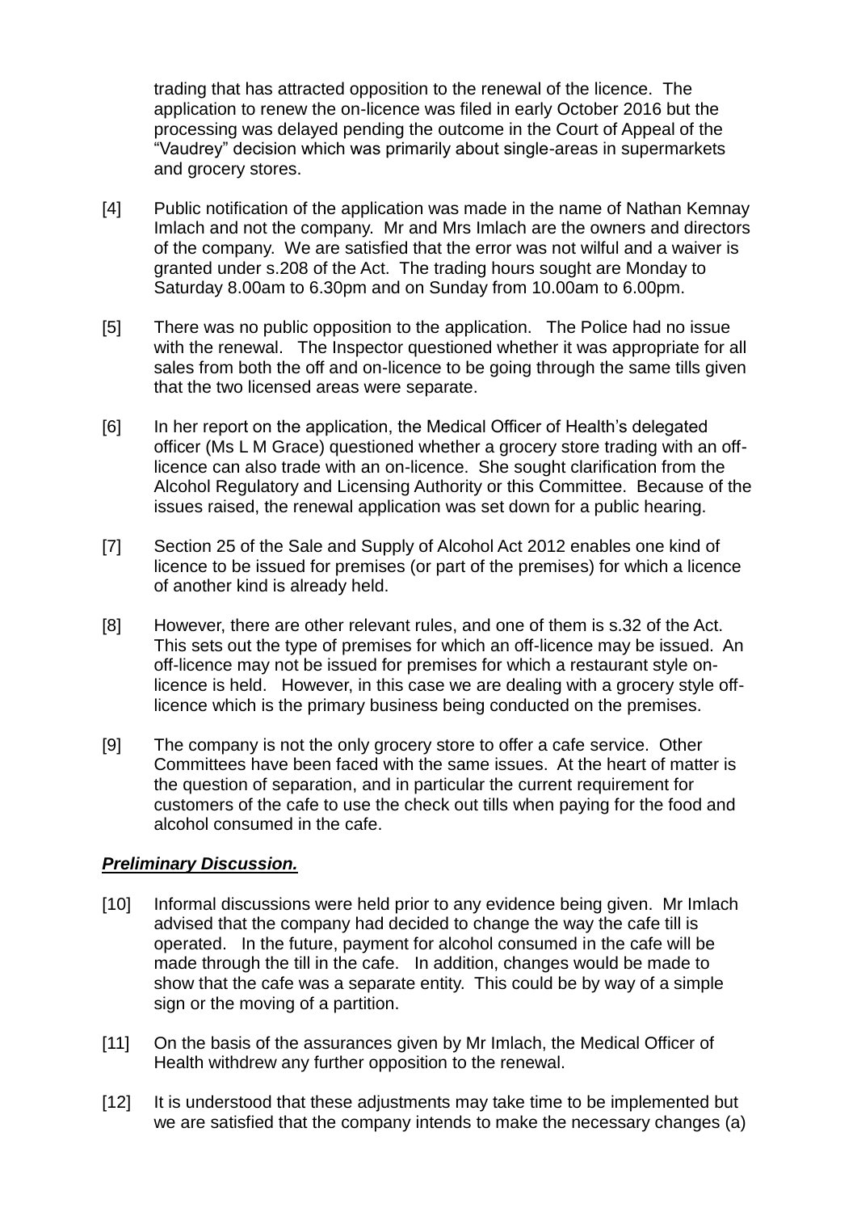trading that has attracted opposition to the renewal of the licence. The application to renew the on-licence was filed in early October 2016 but the processing was delayed pending the outcome in the Court of Appeal of the "Vaudrey" decision which was primarily about single-areas in supermarkets and grocery stores.

[4] Public notification of the application was made in the name of Nathan Kemnay Imlach and not the company. Mr and Mrs Imlach are the owners and directors of the company. We are satisfied that the error was not wilful and a waiver is granted under s.208 of the Act. The trading hours sought are Monday to Saturday 8.00am to 6.30pm and on Sunday from 10.00am to 6.00pm.

[5] There was no public opposition to the application. The Police had no issue with the renewal. The Inspector questioned whether it was appropriate for all sales from both the off and on-licence to be going through the same tills given that the two licensed areas were separate.

[6] In her report on the application, the Medical Officer of Health's delegated officer (Ms L M Grace) questioned whether a grocery store trading with an off-licence can also trade with an on-licence. She sought clarification from the Alcohol Regulatory and Licensing Authority or this Committee. Because of the issues raised, the renewal application was set down for a public hearing.

[7] Section 25 of the Sale and Supply of Alcohol Act 2012 enables one kind of licence to be issued for premises (or part of the premises) for which a licence of another kind is already held.

[8] However, there are other relevant rules, and one of them is s.32 of the Act. This sets out the type of premises for which an off-licence may be issued. An off-licence may not be issued for premises for which a restaurant style on-licence is held. However, in this case we are dealing with a grocery style off-licence which is the primary business being conducted on the premises.

[9] The company is not the only grocery store to offer a cafe service. Other Committees have been faced with the same issues. At the heart of matter is the question of separation, and in particular the current requirement for customers of the cafe to use the check out tills when paying for the food and alcohol consumed in the cafe.

***Preliminary Discussion.***

[10] Informal discussions were held prior to any evidence being given. Mr Imlach advised that the company had decided to change the way the cafe till is operated. In the future, payment for alcohol consumed in the cafe will be made through the till in the cafe. In addition, changes would be made to show that the cafe was a separate entity. This could be by way of a simple sign or the moving of a partition.

[11] On the basis of the assurances given by Mr Imlach, the Medical Officer of Health withdrew any further opposition to the renewal.

[12] It is understood that these adjustments may take time to be implemented but we are satisfied that the company intends to make the necessary changes (a)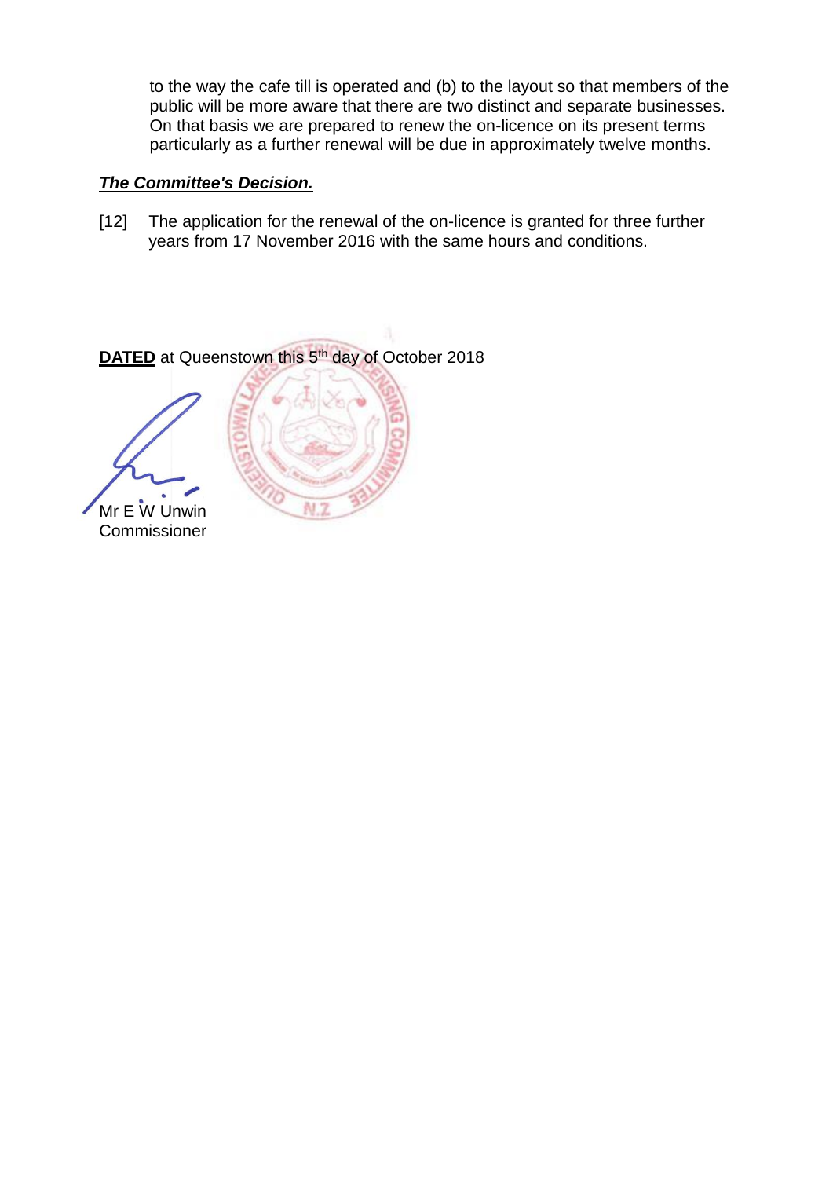to the way the cafe till is operated and (b) to the layout so that members of the public will be more aware that there are two distinct and separate businesses. On that basis we are prepared to renew the on-licence on its present terms particularly as a further renewal will be due in approximately twelve months.

***The Committee's Decision.***

[12] The application for the renewal of the on-licence is granted for three further years from 17 November 2016 with the same hours and conditions.

**DATED** at Queenstown this 5th day of October 2018

Mr E W Unwin
Commissioner